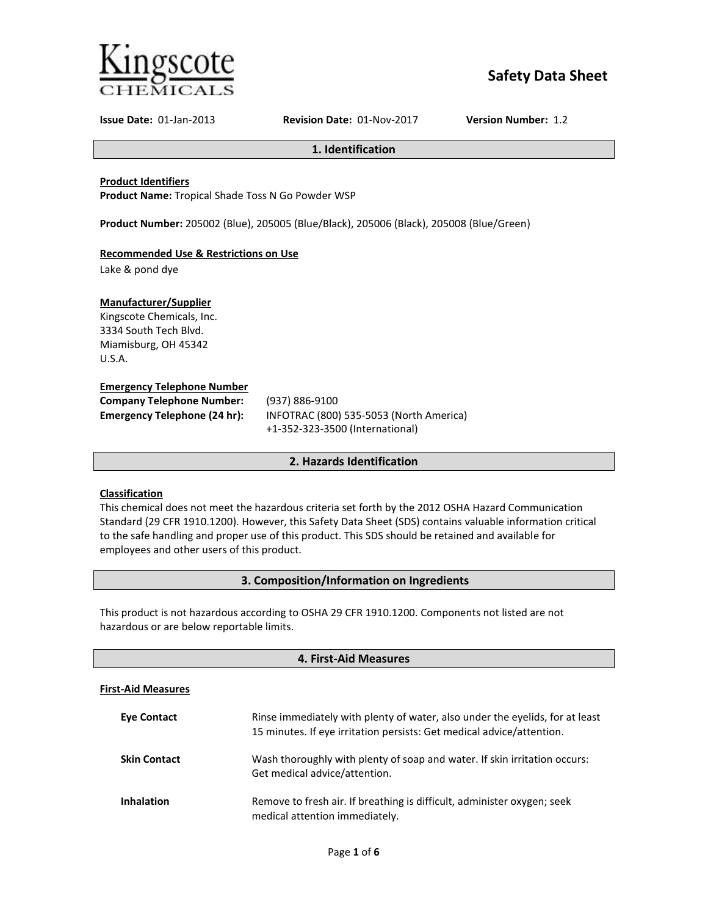Kingscote Chemicals

# Safety Data Sheet

**Issue Date:** 01-Jan-2013 **Revision Date:** 01-Nov-2017 **Version Number:** 1.2

## 1. Identification

**Product Identifiers**

**Product Name:** Tropical Shade Toss N Go Powder WSP

**Product Number:** 205002 (Blue), 205005 (Blue/Black), 205006 (Black), 205008 (Blue/Green)

**Recommended Use & Restrictions on Use**

Lake & pond dye

**Manufacturer/Supplier**

Kingscote Chemicals, Inc.
3334 South Tech Blvd.
Miamisburg, OH 45342
U.S.A.

**Emergency Telephone Number**

**Company Telephone Number:** (937) 886-9100

**Emergency Telephone (24 hr):** INFOTRAC (800) 535-5053 (North America)
+1-352-323-3500 (International)

## 2. Hazards Identification

**Classification**

This chemical does not meet the hazardous criteria set forth by the 2012 OSHA Hazard Communication Standard (29 CFR 1910.1200). However, this Safety Data Sheet (SDS) contains valuable information critical to the safe handling and proper use of this product. This SDS should be retained and available for employees and other users of this product.

## 3. Composition/Information on Ingredients

This product is not hazardous according to OSHA 29 CFR 1910.1200. Components not listed are not hazardous or are below reportable limits.

## 4. First-Aid Measures

**First-Aid Measures**

**Eye Contact** Rinse immediately with plenty of water, also under the eyelids, for at least 15 minutes. If eye irritation persists: Get medical advice/attention.

**Skin Contact** Wash thoroughly with plenty of soap and water. If skin irritation occurs: Get medical advice/attention.

**Inhalation** Remove to fresh air. If breathing is difficult, administer oxygen; seek medical attention immediately.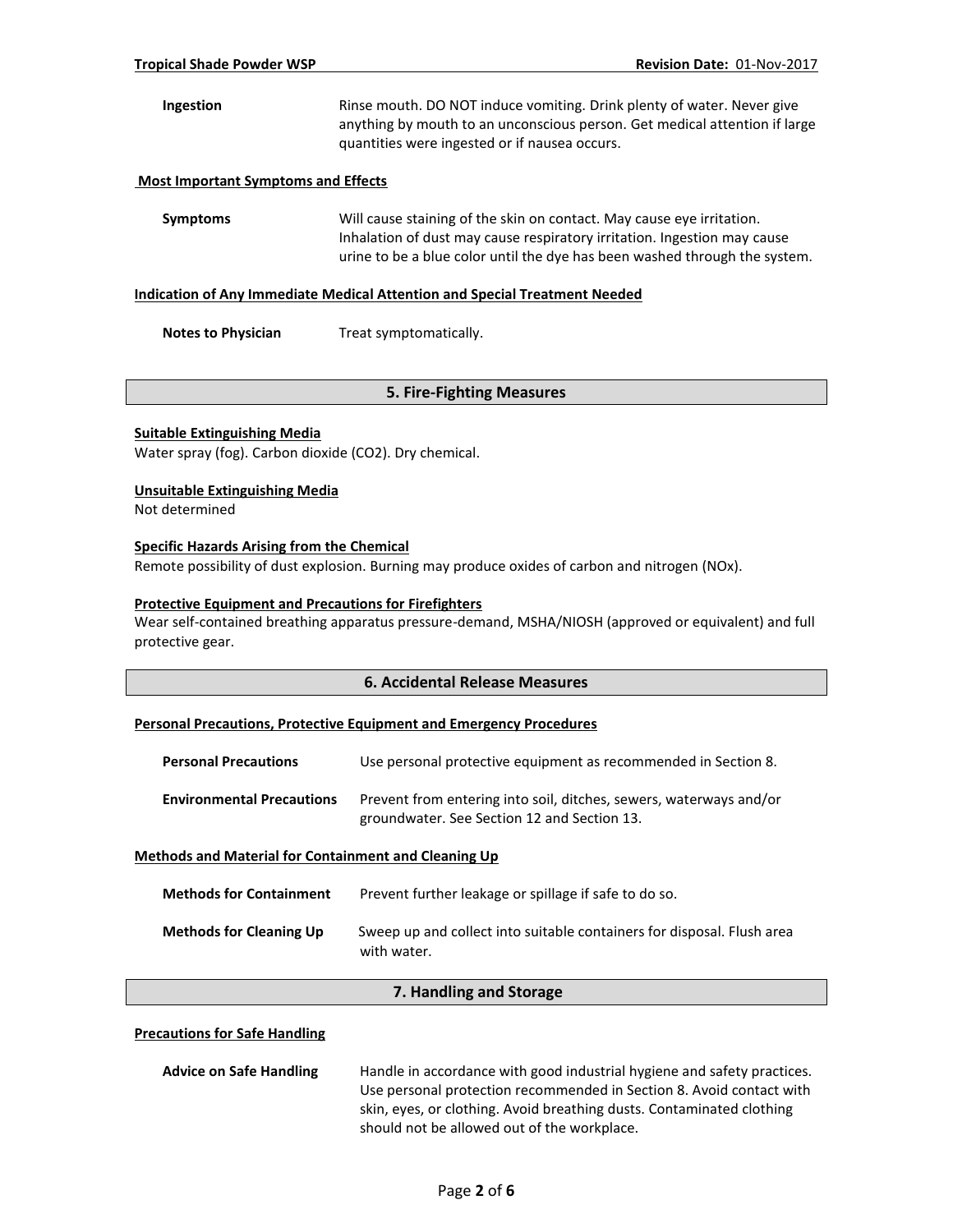**Ingestion** Rinse mouth. DO NOT induce vomiting. Drink plenty of water. Never give anything by mouth to an unconscious person. Get medical attention if large quantities were ingested or if nausea occurs.

**Most Important Symptoms and Effects**

**Symptoms** Will cause staining of the skin on contact. May cause eye irritation. Inhalation of dust may cause respiratory irritation. Ingestion may cause urine to be a blue color until the dye has been washed through the system.

**Indication of Any Immediate Medical Attention and Special Treatment Needed**

**Notes to Physician** Treat symptomatically.

## 5. Fire-Fighting Measures

**Suitable Extinguishing Media**

Water spray (fog). Carbon dioxide ($CO_2$). Dry chemical.

**Unsuitable Extinguishing Media**

Not determined

**Specific Hazards Arising from the Chemical**

Remote possibility of dust explosion. Burning may produce oxides of carbon and nitrogen (NOx).

**Protective Equipment and Precautions for Firefighters**

Wear self-contained breathing apparatus pressure-demand, MSHA/NIOSH (approved or equivalent) and full protective gear.

## 6. Accidental Release Measures

**Personal Precautions, Protective Equipment and Emergency Procedures**

**Personal Precautions** Use personal protective equipment as recommended in Section 8.

**Environmental Precautions** Prevent from entering into soil, ditches, sewers, waterways and/or groundwater. See Section 12 and Section 13.

**Methods and Material for Containment and Cleaning Up**

**Methods for Containment** Prevent further leakage or spillage if safe to do so.

**Methods for Cleaning Up** Sweep up and collect into suitable containers for disposal. Flush area with water.

## 7. Handling and Storage

**Precautions for Safe Handling**

**Advice on Safe Handling** Handle in accordance with good industrial hygiene and safety practices. Use personal protection recommended in Section 8. Avoid contact with skin, eyes, or clothing. Avoid breathing dusts. Contaminated clothing should not be allowed out of the workplace.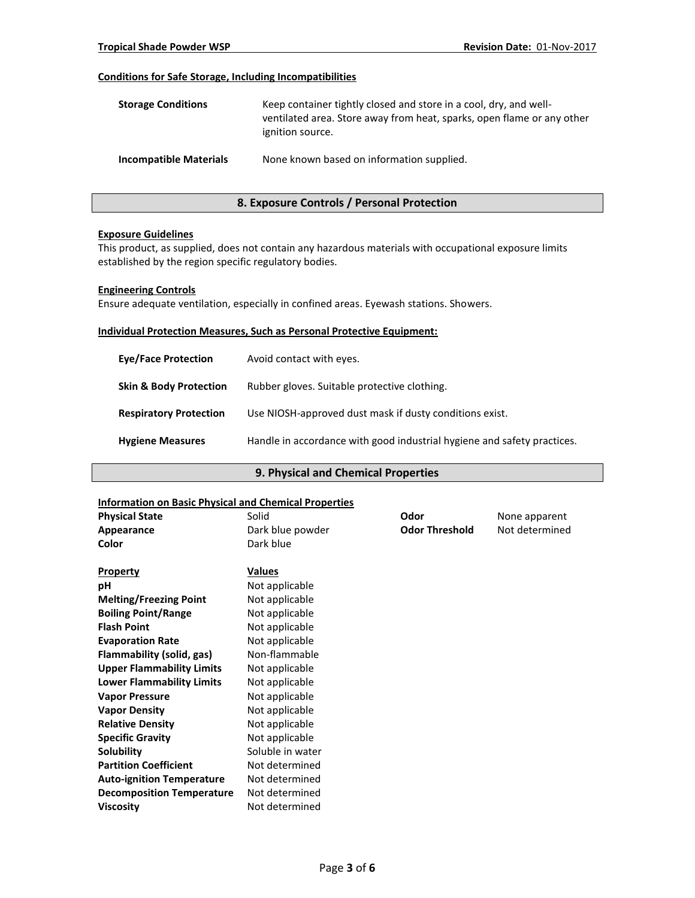#### Conditions for Safe Storage, Including Incompatibilities

| | |
|---|---|
| **Storage Conditions** | Keep container tightly closed and store in a cool, dry, and well-ventilated area. Store away from heat, sparks, open flame or any other ignition source. |
| **Incompatible Materials** | None known based on information supplied. |

## 8. Exposure Controls / Personal Protection

#### Exposure Guidelines

This product, as supplied, does not contain any hazardous materials with occupational exposure limits established by the region specific regulatory bodies.

#### Engineering Controls

Ensure adequate ventilation, especially in confined areas. Eyewash stations. Showers.

#### Individual Protection Measures, Such as Personal Protective Equipment:

| | |
|---|---|
| **Eye/Face Protection** | Avoid contact with eyes. |
| **Skin & Body Protection** | Rubber gloves. Suitable protective clothing. |
| **Respiratory Protection** | Use NIOSH-approved dust mask if dusty conditions exist. |
| **Hygiene Measures** | Handle in accordance with good industrial hygiene and safety practices. |

## 9. Physical and Chemical Properties

#### Information on Basic Physical and Chemical Properties

| | | | |
|---|---|---|---|
| **Physical State** | Solid | **Odor** | None apparent |
| **Appearance** | Dark blue powder | **Odor Threshold** | Not determined |
| **Color** | Dark blue | | |

| Property | Values |
|---|---|
| **pH** | Not applicable |
| **Melting/Freezing Point** | Not applicable |
| **Boiling Point/Range** | Not applicable |
| **Flash Point** | Not applicable |
| **Evaporation Rate** | Not applicable |
| **Flammability (solid, gas)** | Non-flammable |
| **Upper Flammability Limits** | Not applicable |
| **Lower Flammability Limits** | Not applicable |
| **Vapor Pressure** | Not applicable |
| **Vapor Density** | Not applicable |
| **Relative Density** | Not applicable |
| **Specific Gravity** | Not applicable |
| **Solubility** | Soluble in water |
| **Partition Coefficient** | Not determined |
| **Auto-ignition Temperature** | Not determined |
| **Decomposition Temperature** | Not determined |
| **Viscosity** | Not determined |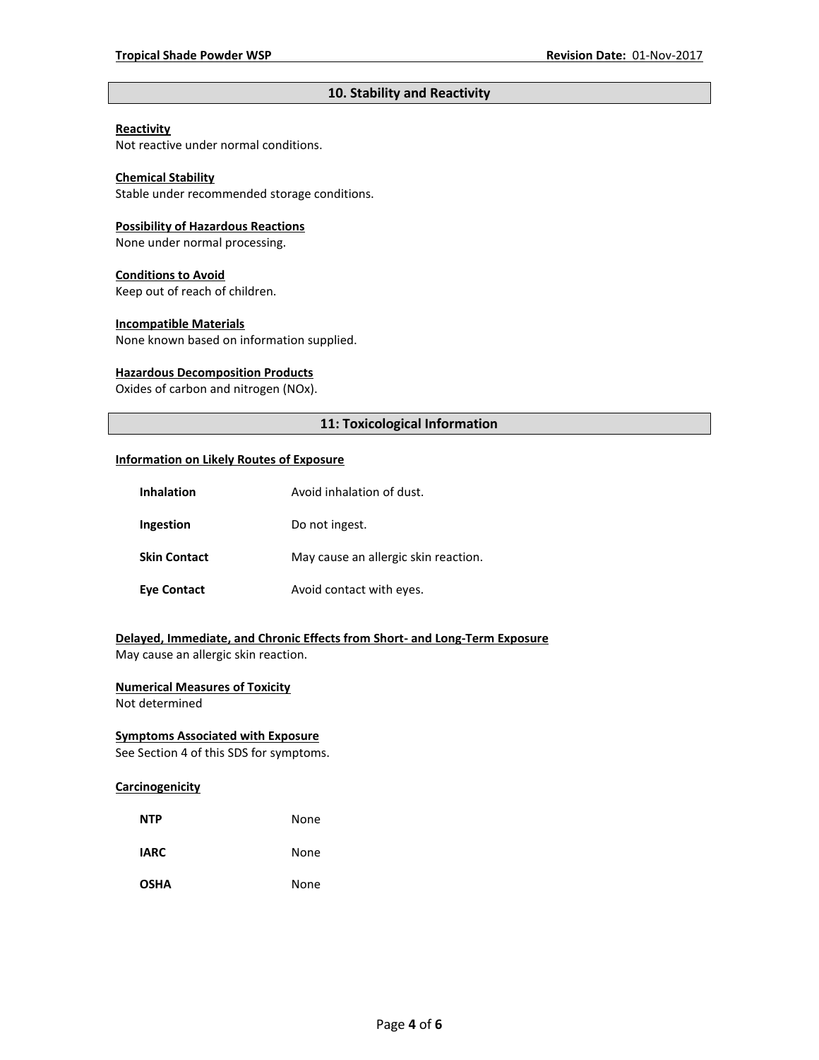## 10. Stability and Reactivity

**Reactivity**
Not reactive under normal conditions.

**Chemical Stability**
Stable under recommended storage conditions.

**Possibility of Hazardous Reactions**
None under normal processing.

**Conditions to Avoid**
Keep out of reach of children.

**Incompatible Materials**
None known based on information supplied.

**Hazardous Decomposition Products**
Oxides of carbon and nitrogen (NOx).

## 11: Toxicological Information

**Information on Likely Routes of Exposure**

| | |
|---|---|
| **Inhalation** | Avoid inhalation of dust. |
| **Ingestion** | Do not ingest. |
| **Skin Contact** | May cause an allergic skin reaction. |
| **Eye Contact** | Avoid contact with eyes. |

**Delayed, Immediate, and Chronic Effects from Short- and Long-Term Exposure**
May cause an allergic skin reaction.

**Numerical Measures of Toxicity**
Not determined

**Symptoms Associated with Exposure**
See Section 4 of this SDS for symptoms.

**Carcinogenicity**

| | |
|---|---|
| **NTP** | None |
| **IARC** | None |
| **OSHA** | None |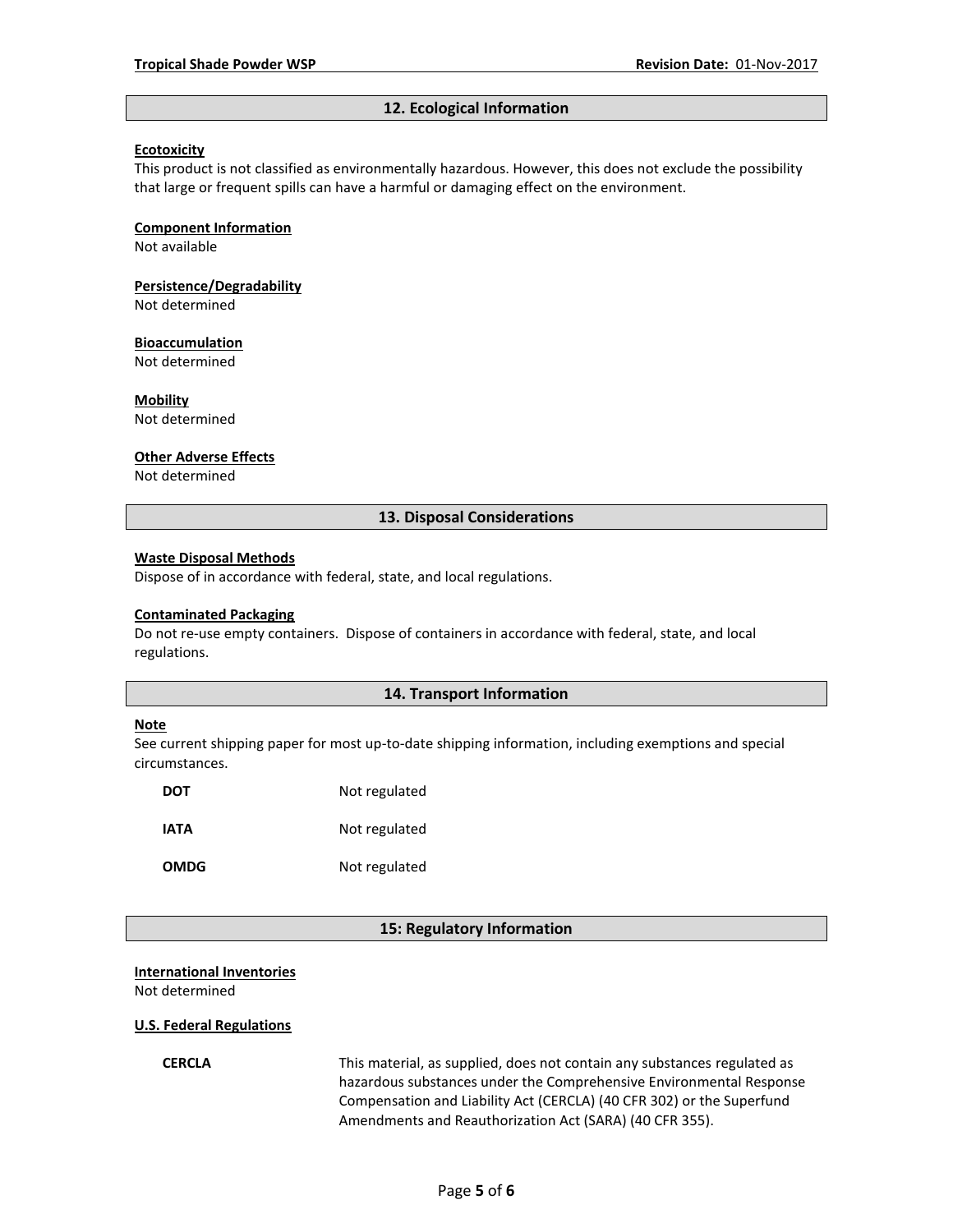## 12. Ecological Information

**Ecotoxicity**
This product is not classified as environmentally hazardous. However, this does not exclude the possibility that large or frequent spills can have a harmful or damaging effect on the environment.

**Component Information**
Not available

**Persistence/Degradability**
Not determined

**Bioaccumulation**
Not determined

**Mobility**
Not determined

**Other Adverse Effects**
Not determined

## 13. Disposal Considerations

**Waste Disposal Methods**
Dispose of in accordance with federal, state, and local regulations.

**Contaminated Packaging**
Do not re-use empty containers. Dispose of containers in accordance with federal, state, and local regulations.

## 14. Transport Information

**Note**
See current shipping paper for most up-to-date shipping information, including exemptions and special circumstances.

| | |
|---|---|
| **DOT** | Not regulated |
| **IATA** | Not regulated |
| **OMDG** | Not regulated |

## 15: Regulatory Information

**International Inventories**
Not determined

**U.S. Federal Regulations**

| | |
|---|---|
| **CERCLA** | This material, as supplied, does not contain any substances regulated as hazardous substances under the Comprehensive Environmental Response Compensation and Liability Act (CERCLA) (40 CFR 302) or the Superfund Amendments and Reauthorization Act (SARA) (40 CFR 355). |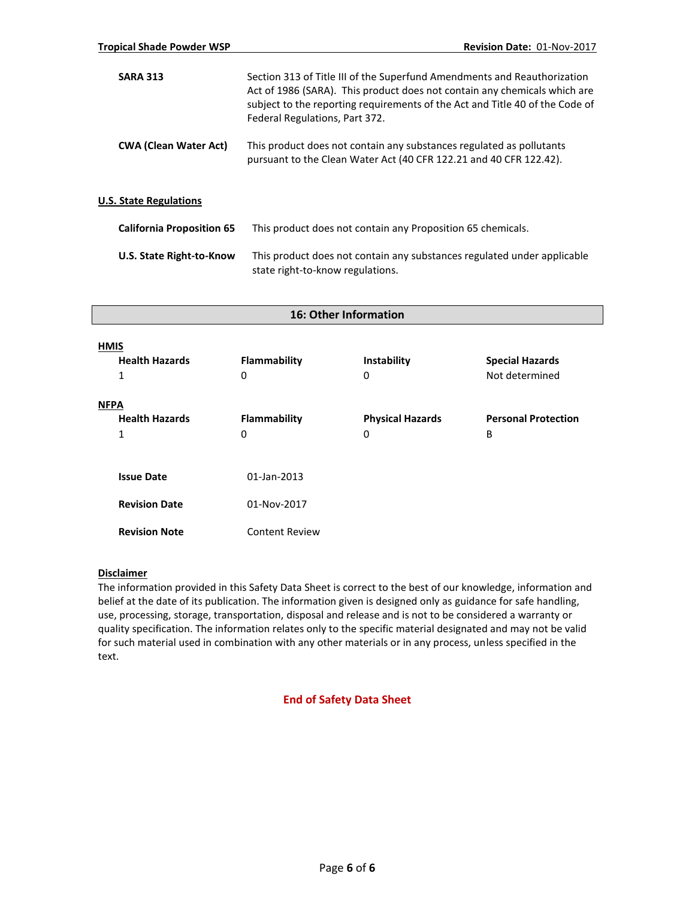**SARA 313** Section 313 of Title III of the Superfund Amendments and Reauthorization Act of 1986 (SARA). This product does not contain any chemicals which are subject to the reporting requirements of the Act and Title 40 of the Code of Federal Regulations, Part 372.

**CWA (Clean Water Act)** This product does not contain any substances regulated as pollutants pursuant to the Clean Water Act (40 CFR 122.21 and 40 CFR 122.42).

**U.S. State Regulations**

**California Proposition 65** This product does not contain any Proposition 65 chemicals.

**U.S. State Right-to-Know** This product does not contain any substances regulated under applicable state right-to-know regulations.

## 16: Other Information

**HMIS**

| Health Hazards | Flammability | Instability | Special Hazards |
|---|---|---|---|
| 1 | 0 | 0 | Not determined |

**NFPA**

| Health Hazards | Flammability | Physical Hazards | Personal Protection |
|---|---|---|---|
| 1 | 0 | 0 | B |

**Issue Date** 01-Jan-2013

**Revision Date** 01-Nov-2017

**Revision Note** Content Review

**Disclaimer**

The information provided in this Safety Data Sheet is correct to the best of our knowledge, information and belief at the date of its publication. The information given is designed only as guidance for safe handling, use, processing, storage, transportation, disposal and release and is not to be considered a warranty or quality specification. The information relates only to the specific material designated and may not be valid for such material used in combination with any other materials or in any process, unless specified in the text.

**End of Safety Data Sheet**